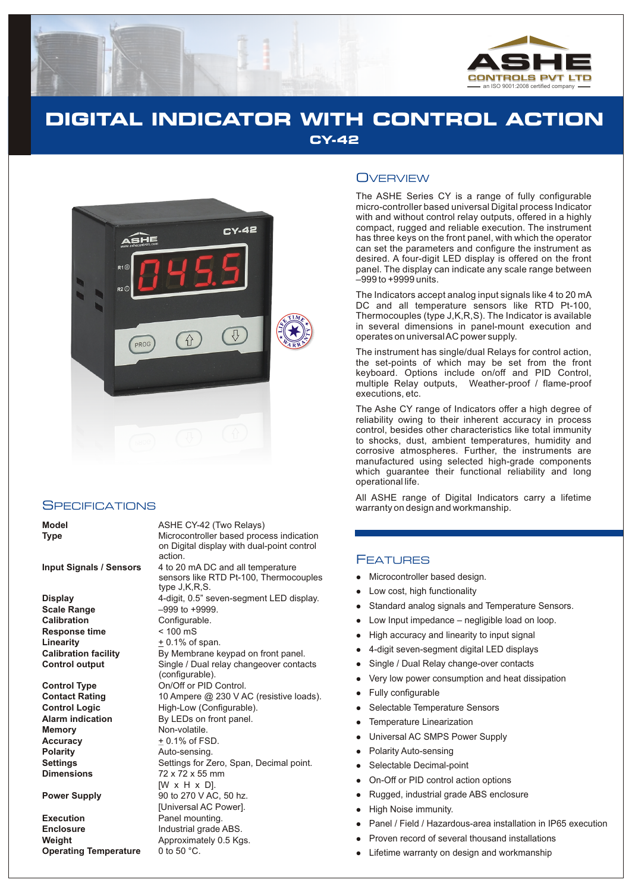ASHE CONTROLS PVT LTD — an ISO 9001:2008 certified company

# DIGITAL INDICATOR WITH CONTROL ACTION

## CY-42

## Overview

The ASHE Series CY is a range of fully configurable micro-controller based universal Digital process Indicator with and without control relay outputs, offered in a highly compact, rugged and reliable execution. The instrument has three keys on the front panel, with which the operator can set the parameters and configure the instrument as desired. A four-digit LED display is offered on the front panel. The display can indicate any scale range between –999 to +9999 units.

The Indicators accept analog input signals like 4 to 20 mA DC and all temperature sensors like RTD Pt-100, Thermocouples (type J,K,R,S). The Indicator is available in several dimensions in panel-mount execution and operates on universal AC power supply.

The instrument has single/dual Relays for control action, the set-points of which may be set from the front keyboard. Options include on/off and PID Control, multiple Relay outputs, Weather-proof / flame-proof executions, etc.

The Ashe CY range of Indicators offer a high degree of reliability owing to their inherent accuracy in process control, besides other characteristics like total immunity to shocks, dust, ambient temperatures, humidity and corrosive atmospheres. Further, the instruments are manufactured using selected high-grade components which guarantee their functional reliability and long operational life.

All ASHE range of Digital Indicators carry a lifetime warranty on design and workmanship.

## Specifications

| | |
|---|---|
| **Model** | ASHE CY-42 (Two Relays) |
| **Type** | Microcontroller based process indication on Digital display with dual-point control action. |
| **Input Signals / Sensors** | 4 to 20 mA DC and all temperature sensors like RTD Pt-100, Thermocouples type J,K,R,S. |
| **Display** | 4-digit, 0.5" seven-segment LED display. |
| **Scale Range** | –999 to +9999. |
| **Calibration** | Configurable. |
| **Response time** | < 100 mS |
| **Linearity** | ± 0.1% of span. |
| **Calibration facility** | By Membrane keypad on front panel. |
| **Control output** | Single / Dual relay changeover contacts (configurable). |
| **Control Type** | On/Off or PID Control. |
| **Contact Rating** | 10 Ampere @ 230 V AC (resistive loads). |
| **Control Logic** | High-Low (Configurable). |
| **Alarm indication** | By LEDs on front panel. |
| **Memory** | Non-volatile. |
| **Accuracy** | ± 0.1% of FSD. |
| **Polarity** | Auto-sensing. |
| **Settings** | Settings for Zero, Span, Decimal point. |
| **Dimensions** | 72 x 72 x 55 mm [W x H x D]. |
| **Power Supply** | 90 to 270 V AC, 50 hz. [Universal AC Power]. |
| **Execution** | Panel mounting. |
| **Enclosure** | Industrial grade ABS. |
| **Weight** | Approximately 0.5 Kgs. |
| **Operating Temperature** | 0 to 50 °C. |

## Features

- Microcontroller based design.
- Low cost, high functionality
- Standard analog signals and Temperature Sensors.
- Low Input impedance – negligible load on loop.
- High accuracy and linearity to input signal
- 4-digit seven-segment digital LED displays
- Single / Dual Relay change-over contacts
- Very low power consumption and heat dissipation
- Fully configurable
- Selectable Temperature Sensors
- Temperature Linearization
- Universal AC SMPS Power Supply
- Polarity Auto-sensing
- Selectable Decimal-point
- On-Off or PID control action options
- Rugged, industrial grade ABS enclosure
- High Noise immunity.
- Panel / Field / Hazardous-area installation in IP65 execution
- Proven record of several thousand installations
- Lifetime warranty on design and workmanship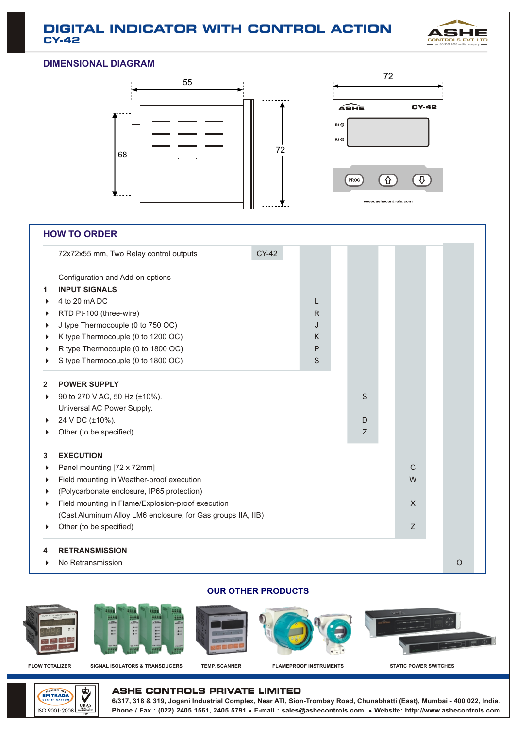# DIGITAL INDICATOR WITH CONTROL ACTION
## CY-42

ASHE CONTROLS PVT LTD

### DIMENSIONAL DIAGRAM

55

68

72

72

ASHE CY-42

R1 R2

PROG

www.ashecontrols.com

### HOW TO ORDER

| | | | | | | |
|---|---|---|---|---|---|---|
| | 72x72x55 mm, Two Relay control outputs | CY-42 | | | | |
| | Configuration and Add-on options | | | | | |
| 1 | **INPUT SIGNALS** | | | | | |
| ▸ | 4 to 20 mA DC | | L | | | |
| ▸ | RTD Pt-100 (three-wire) | | R | | | |
| ▸ | J type Thermocouple (0 to 750 OC) | | J | | | |
| ▸ | K type Thermocouple (0 to 1200 OC) | | K | | | |
| ▸ | R type Thermocouple (0 to 1800 OC) | | P | | | |
| ▸ | S type Thermocouple (0 to 1800 OC) | | S | | | |
| 2 | **POWER SUPPLY** | | | | | |
| ▸ | 90 to 270 V AC, 50 Hz (±10%). Universal AC Power Supply. | | | S | | |
| ▸ | 24 V DC (±10%). | | | D | | |
| ▸ | Other (to be specified). | | | Z | | |
| 3 | **EXECUTION** | | | | | |
| ▸ | Panel mounting [72 x 72mm] | | | | C | |
| ▸ | Field mounting in Weather-proof execution | | | | W | |
| ▸ | (Polycarbonate enclosure, IP65 protection) | | | | | |
| ▸ | Field mounting in Flame/Explosion-proof execution (Cast Aluminum Alloy LM6 enclosure, for Gas groups IIA, IIB) | | | | X | |
| ▸ | Other (to be specified) | | | | Z | |
| 4 | **RETRANSMISSION** | | | | | |
| ▸ | No Retransmission | | | | | O |

### OUR OTHER PRODUCTS

FLOW TOTALIZER

SIGNAL ISOLATORS & TRANSDUCERS

TEMP. SCANNER

FLAMEPROOF INSTRUMENTS

STATIC POWER SWITCHES

**ASHE CONTROLS PRIVATE LIMITED**

**6/317, 318 & 319, Jogani Industrial Complex, Near ATI, Sion-Trombay Road, Chunabhatti (East), Mumbai - 400 022, India.**

**Phone / Fax : (022) 2405 1561, 2405 5791 • E-mail : sales@ashecontrols.com • Website: http://www.ashecontrols.com**

BM TRADA · ISO 9001:2008 · UKAS